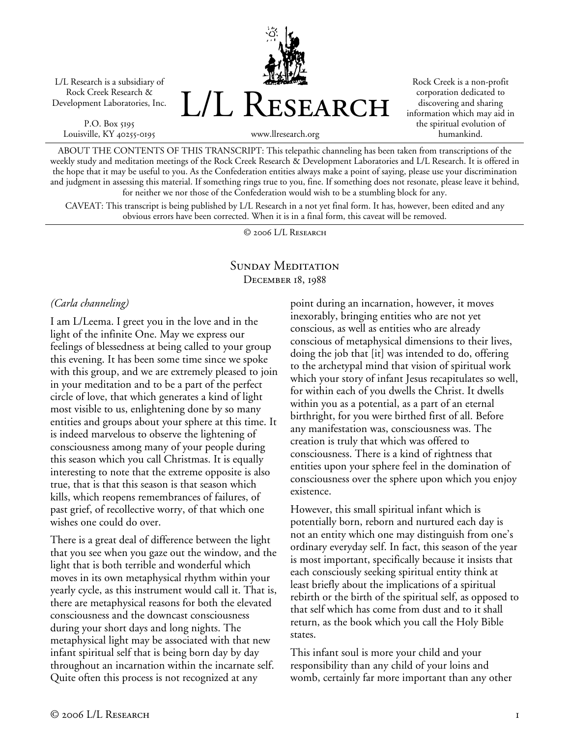L/L Research is a subsidiary of Rock Creek Research & Development Laboratories, Inc.

P.O. Box 5195
Louisville, KY 40255-0195

# L/L Research

www.llresearch.org

Rock Creek is a non-profit corporation dedicated to discovering and sharing information which may aid in the spiritual evolution of humankind.

ABOUT THE CONTENTS OF THIS TRANSCRIPT: This telepathic channeling has been taken from transcriptions of the weekly study and meditation meetings of the Rock Creek Research & Development Laboratories and L/L Research. It is offered in the hope that it may be useful to you. As the Confederation entities always make a point of saying, please use your discrimination and judgment in assessing this material. If something rings true to you, fine. If something does not resonate, please leave it behind, for neither we nor those of the Confederation would wish to be a stumbling block for any.

CAVEAT: This transcript is being published by L/L Research in a not yet final form. It has, however, been edited and any obvious errors have been corrected. When it is in a final form, this caveat will be removed.

© 2006 L/L Research

## Sunday Meditation
### December 18, 1988

*(Carla channeling)*

I am L/Leema. I greet you in the love and in the light of the infinite One. May we express our feelings of blessedness at being called to your group this evening. It has been some time since we spoke with this group, and we are extremely pleased to join in your meditation and to be a part of the perfect circle of love, that which generates a kind of light most visible to us, enlightening done by so many entities and groups about your sphere at this time. It is indeed marvelous to observe the lightening of consciousness among many of your people during this season which you call Christmas. It is equally interesting to note that the extreme opposite is also true, that is that this season is that season which kills, which reopens remembrances of failures, of past grief, of recollective worry, of that which one wishes one could do over.

There is a great deal of difference between the light that you see when you gaze out the window, and the light that is both terrible and wonderful which moves in its own metaphysical rhythm within your yearly cycle, as this instrument would call it. That is, there are metaphysical reasons for both the elevated consciousness and the downcast consciousness during your short days and long nights. The metaphysical light may be associated with that new infant spiritual self that is being born day by day throughout an incarnation within the incarnate self. Quite often this process is not recognized at any point during an incarnation, however, it moves inexorably, bringing entities who are not yet conscious, as well as entities who are already conscious of metaphysical dimensions to their lives, doing the job that [it] was intended to do, offering to the archetypal mind that vision of spiritual work which your story of infant Jesus recapitulates so well, for within each of you dwells the Christ. It dwells within you as a potential, as a part of an eternal birthright, for you were birthed first of all. Before any manifestation was, consciousness was. The creation is truly that which was offered to consciousness. There is a kind of rightness that entities upon your sphere feel in the domination of consciousness over the sphere upon which you enjoy existence.

However, this small spiritual infant which is potentially born, reborn and nurtured each day is not an entity which one may distinguish from one's ordinary everyday self. In fact, this season of the year is most important, specifically because it insists that each consciously seeking spiritual entity think at least briefly about the implications of a spiritual rebirth or the birth of the spiritual self, as opposed to that self which has come from dust and to it shall return, as the book which you call the Holy Bible states.

This infant soul is more your child and your responsibility than any child of your loins and womb, certainly far more important than any other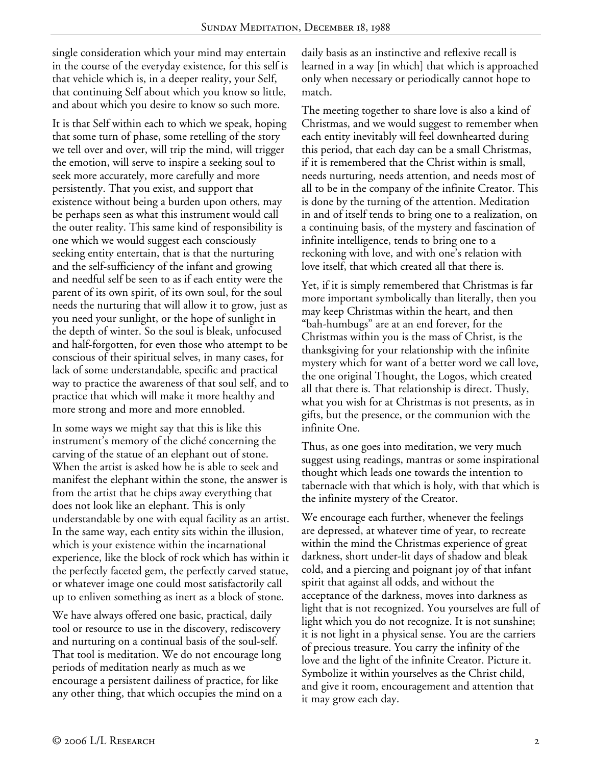single consideration which your mind may entertain in the course of the everyday existence, for this self is that vehicle which is, in a deeper reality, your Self, that continuing Self about which you know so little, and about which you desire to know so such more.

It is that Self within each to which we speak, hoping that some turn of phase, some retelling of the story we tell over and over, will trip the mind, will trigger the emotion, will serve to inspire a seeking soul to seek more accurately, more carefully and more persistently. That you exist, and support that existence without being a burden upon others, may be perhaps seen as what this instrument would call the outer reality. This same kind of responsibility is one which we would suggest each consciously seeking entity entertain, that is that the nurturing and the self-sufficiency of the infant and growing and needful self be seen to as if each entity were the parent of its own spirit, of its own soul, for the soul needs the nurturing that will allow it to grow, just as you need your sunlight, or the hope of sunlight in the depth of winter. So the soul is bleak, unfocused and half-forgotten, for even those who attempt to be conscious of their spiritual selves, in many cases, for lack of some understandable, specific and practical way to practice the awareness of that soul self, and to practice that which will make it more healthy and more strong and more and more ennobled.

In some ways we might say that this is like this instrument's memory of the cliché concerning the carving of the statue of an elephant out of stone. When the artist is asked how he is able to seek and manifest the elephant within the stone, the answer is from the artist that he chips away everything that does not look like an elephant. This is only understandable by one with equal facility as an artist. In the same way, each entity sits within the illusion, which is your existence within the incarnational experience, like the block of rock which has within it the perfectly faceted gem, the perfectly carved statue, or whatever image one could most satisfactorily call up to enliven something as inert as a block of stone.

We have always offered one basic, practical, daily tool or resource to use in the discovery, rediscovery and nurturing on a continual basis of the soul-self. That tool is meditation. We do not encourage long periods of meditation nearly as much as we encourage a persistent dailiness of practice, for like any other thing, that which occupies the mind on a daily basis as an instinctive and reflexive recall is learned in a way [in which] that which is approached only when necessary or periodically cannot hope to match.

The meeting together to share love is also a kind of Christmas, and we would suggest to remember when each entity inevitably will feel downhearted during this period, that each day can be a small Christmas, if it is remembered that the Christ within is small, needs nurturing, needs attention, and needs most of all to be in the company of the infinite Creator. This is done by the turning of the attention. Meditation in and of itself tends to bring one to a realization, on a continuing basis, of the mystery and fascination of infinite intelligence, tends to bring one to a reckoning with love, and with one's relation with love itself, that which created all that there is.

Yet, if it is simply remembered that Christmas is far more important symbolically than literally, then you may keep Christmas within the heart, and then "bah-humbugs" are at an end forever, for the Christmas within you is the mass of Christ, is the thanksgiving for your relationship with the infinite mystery which for want of a better word we call love, the one original Thought, the Logos, which created all that there is. That relationship is direct. Thusly, what you wish for at Christmas is not presents, as in gifts, but the presence, or the communion with the infinite One.

Thus, as one goes into meditation, we very much suggest using readings, mantras or some inspirational thought which leads one towards the intention to tabernacle with that which is holy, with that which is the infinite mystery of the Creator.

We encourage each further, whenever the feelings are depressed, at whatever time of year, to recreate within the mind the Christmas experience of great darkness, short under-lit days of shadow and bleak cold, and a piercing and poignant joy of that infant spirit that against all odds, and without the acceptance of the darkness, moves into darkness as light that is not recognized. You yourselves are full of light which you do not recognize. It is not sunshine; it is not light in a physical sense. You are the carriers of precious treasure. You carry the infinity of the love and the light of the infinite Creator. Picture it. Symbolize it within yourselves as the Christ child, and give it room, encouragement and attention that it may grow each day.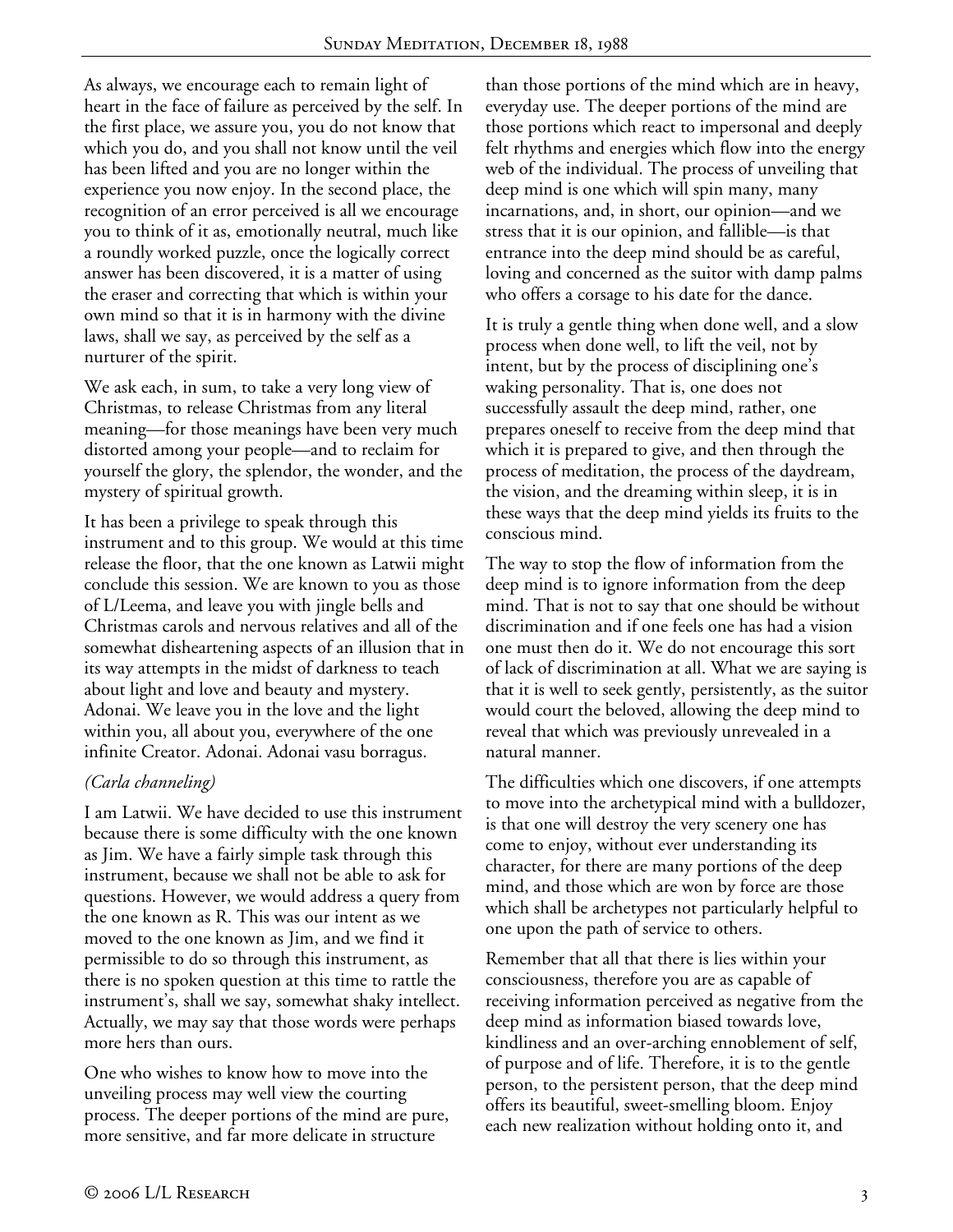As always, we encourage each to remain light of heart in the face of failure as perceived by the self. In the first place, we assure you, you do not know that which you do, and you shall not know until the veil has been lifted and you are no longer within the experience you now enjoy. In the second place, the recognition of an error perceived is all we encourage you to think of it as, emotionally neutral, much like a roundly worked puzzle, once the logically correct answer has been discovered, it is a matter of using the eraser and correcting that which is within your own mind so that it is in harmony with the divine laws, shall we say, as perceived by the self as a nurturer of the spirit.

We ask each, in sum, to take a very long view of Christmas, to release Christmas from any literal meaning—for those meanings have been very much distorted among your people—and to reclaim for yourself the glory, the splendor, the wonder, and the mystery of spiritual growth.

It has been a privilege to speak through this instrument and to this group. We would at this time release the floor, that the one known as Latwii might conclude this session. We are known to you as those of L/Leema, and leave you with jingle bells and Christmas carols and nervous relatives and all of the somewhat disheartening aspects of an illusion that in its way attempts in the midst of darkness to teach about light and love and beauty and mystery. Adonai. We leave you in the love and the light within you, all about you, everywhere of the one infinite Creator. Adonai. Adonai vasu borragus.

*(Carla channeling)*

I am Latwii. We have decided to use this instrument because there is some difficulty with the one known as Jim. We have a fairly simple task through this instrument, because we shall not be able to ask for questions. However, we would address a query from the one known as R. This was our intent as we moved to the one known as Jim, and we find it permissible to do so through this instrument, as there is no spoken question at this time to rattle the instrument's, shall we say, somewhat shaky intellect. Actually, we may say that those words were perhaps more hers than ours.

One who wishes to know how to move into the unveiling process may well view the courting process. The deeper portions of the mind are pure, more sensitive, and far more delicate in structure than those portions of the mind which are in heavy, everyday use. The deeper portions of the mind are those portions which react to impersonal and deeply felt rhythms and energies which flow into the energy web of the individual. The process of unveiling that deep mind is one which will spin many, many incarnations, and, in short, our opinion—and we stress that it is our opinion, and fallible—is that entrance into the deep mind should be as careful, loving and concerned as the suitor with damp palms who offers a corsage to his date for the dance.

It is truly a gentle thing when done well, and a slow process when done well, to lift the veil, not by intent, but by the process of disciplining one's waking personality. That is, one does not successfully assault the deep mind, rather, one prepares oneself to receive from the deep mind that which it is prepared to give, and then through the process of meditation, the process of the daydream, the vision, and the dreaming within sleep, it is in these ways that the deep mind yields its fruits to the conscious mind.

The way to stop the flow of information from the deep mind is to ignore information from the deep mind. That is not to say that one should be without discrimination and if one feels one has had a vision one must then do it. We do not encourage this sort of lack of discrimination at all. What we are saying is that it is well to seek gently, persistently, as the suitor would court the beloved, allowing the deep mind to reveal that which was previously unrevealed in a natural manner.

The difficulties which one discovers, if one attempts to move into the archetypical mind with a bulldozer, is that one will destroy the very scenery one has come to enjoy, without ever understanding its character, for there are many portions of the deep mind, and those which are won by force are those which shall be archetypes not particularly helpful to one upon the path of service to others.

Remember that all that there is lies within your consciousness, therefore you are as capable of receiving information perceived as negative from the deep mind as information biased towards love, kindliness and an over-arching ennoblement of self, of purpose and of life. Therefore, it is to the gentle person, to the persistent person, that the deep mind offers its beautiful, sweet-smelling bloom. Enjoy each new realization without holding onto it, and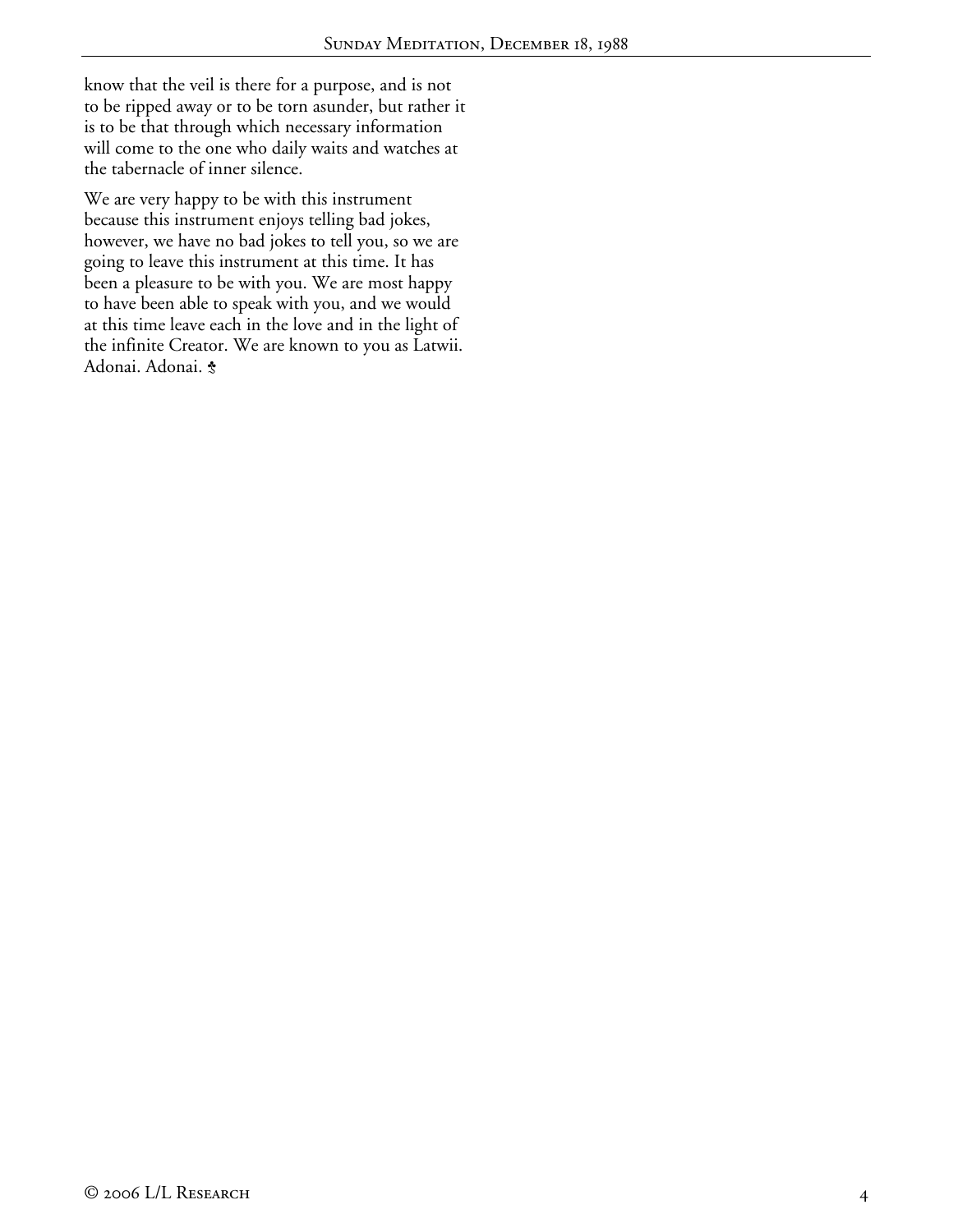know that the veil is there for a purpose, and is not to be ripped away or to be torn asunder, but rather it is to be that through which necessary information will come to the one who daily waits and watches at the tabernacle of inner silence.

We are very happy to be with this instrument because this instrument enjoys telling bad jokes, however, we have no bad jokes to tell you, so we are going to leave this instrument at this time. It has been a pleasure to be with you. We are most happy to have been able to speak with you, and we would at this time leave each in the love and in the light of the infinite Creator. We are known to you as Latwii. Adonai. Adonai. ♣